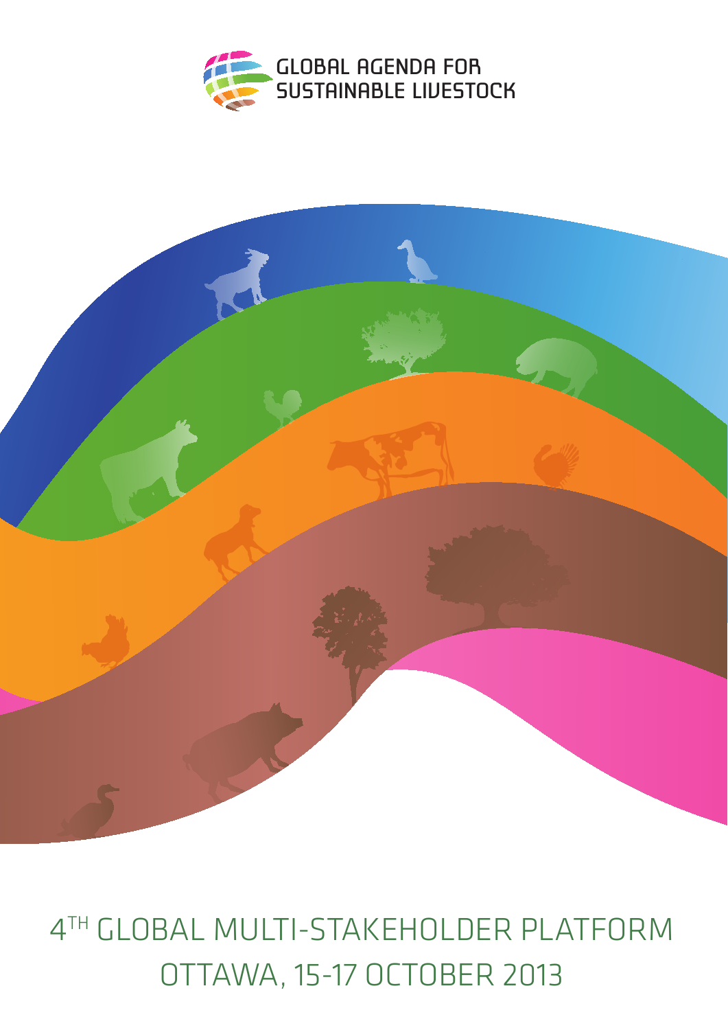GLOBAL AGENDA FOR SUSTAINABLE LIVESTOCK

# 4TH GLOBAL MULTI-STAKEHOLDER PLATFORM

## OTTAWA, 15-17 OCTOBER 2013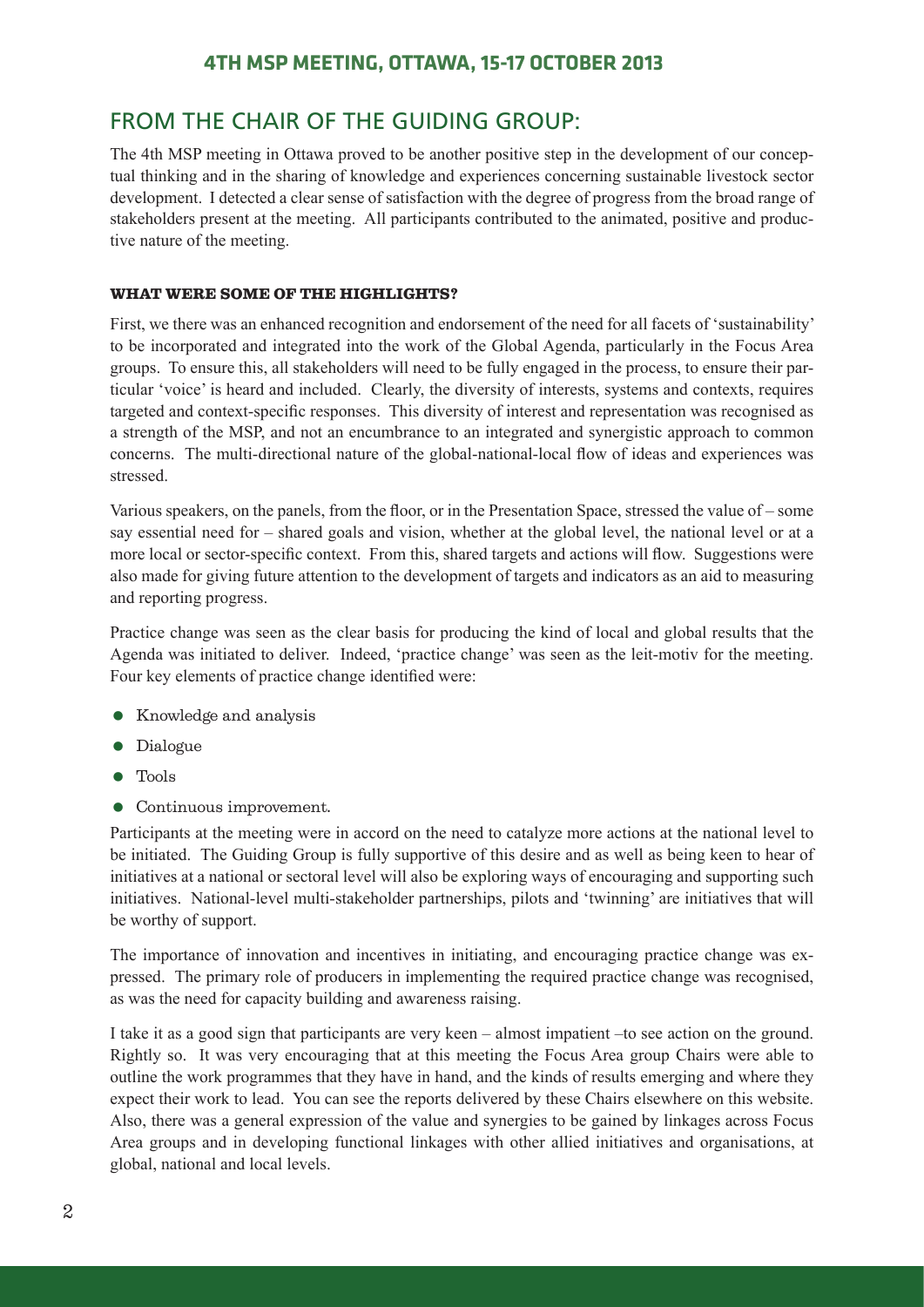## FROM THE CHAIR OF THE GUIDING GROUP:

The 4th MSP meeting in Ottawa proved to be another positive step in the development of our conceptual thinking and in the sharing of knowledge and experiences concerning sustainable livestock sector development. I detected a clear sense of satisfaction with the degree of progress from the broad range of stakeholders present at the meeting. All participants contributed to the animated, positive and productive nature of the meeting.

### WHAT WERE SOME OF THE HIGHLIGHTS?

First, we there was an enhanced recognition and endorsement of the need for all facets of 'sustainability' to be incorporated and integrated into the work of the Global Agenda, particularly in the Focus Area groups. To ensure this, all stakeholders will need to be fully engaged in the process, to ensure their particular 'voice' is heard and included. Clearly, the diversity of interests, systems and contexts, requires targeted and context-specific responses. This diversity of interest and representation was recognised as a strength of the MSP, and not an encumbrance to an integrated and synergistic approach to common concerns. The multi-directional nature of the global-national-local flow of ideas and experiences was stressed.

Various speakers, on the panels, from the floor, or in the Presentation Space, stressed the value of – some say essential need for – shared goals and vision, whether at the global level, the national level or at a more local or sector-specific context. From this, shared targets and actions will flow. Suggestions were also made for giving future attention to the development of targets and indicators as an aid to measuring and reporting progress.

Practice change was seen as the clear basis for producing the kind of local and global results that the Agenda was initiated to deliver. Indeed, 'practice change' was seen as the leit-motiv for the meeting. Four key elements of practice change identified were:

- Knowledge and analysis
- Dialogue
- Tools
- Continuous improvement.

Participants at the meeting were in accord on the need to catalyze more actions at the national level to be initiated. The Guiding Group is fully supportive of this desire and as well as being keen to hear of initiatives at a national or sectoral level will also be exploring ways of encouraging and supporting such initiatives. National-level multi-stakeholder partnerships, pilots and 'twinning' are initiatives that will be worthy of support.

The importance of innovation and incentives in initiating, and encouraging practice change was expressed. The primary role of producers in implementing the required practice change was recognised, as was the need for capacity building and awareness raising.

I take it as a good sign that participants are very keen – almost impatient –to see action on the ground. Rightly so. It was very encouraging that at this meeting the Focus Area group Chairs were able to outline the work programmes that they have in hand, and the kinds of results emerging and where they expect their work to lead. You can see the reports delivered by these Chairs elsewhere on this website. Also, there was a general expression of the value and synergies to be gained by linkages across Focus Area groups and in developing functional linkages with other allied initiatives and organisations, at global, national and local levels.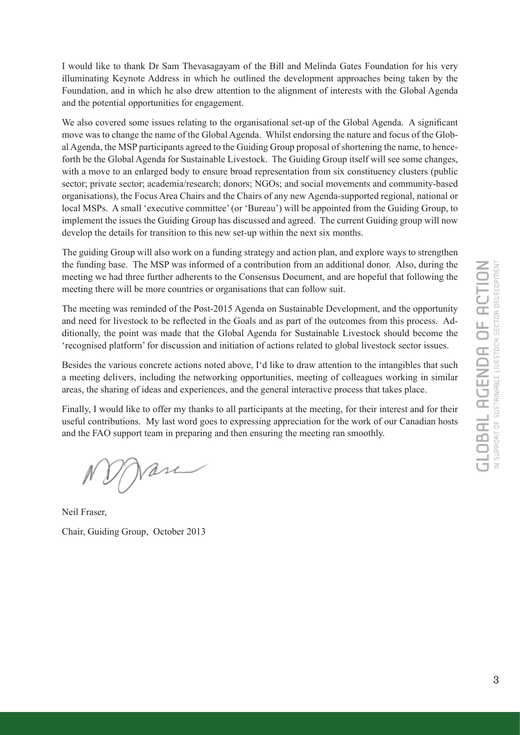I would like to thank Dr Sam Thevasagayam of the Bill and Melinda Gates Foundation for his very illuminating Keynote Address in which he outlined the development approaches being taken by the Foundation, and in which he also drew attention to the alignment of interests with the Global Agenda and the potential opportunities for engagement.

We also covered some issues relating to the organisational set-up of the Global Agenda. A significant move was to change the name of the Global Agenda. Whilst endorsing the nature and focus of the Global Agenda, the MSP participants agreed to the Guiding Group proposal of shortening the name, to henceforth be the Global Agenda for Sustainable Livestock. The Guiding Group itself will see some changes, with a move to an enlarged body to ensure broad representation from six constituency clusters (public sector; private sector; academia/research; donors; NGOs; and social movements and community-based organisations), the Focus Area Chairs and the Chairs of any new Agenda-supported regional, national or local MSPs. A small 'executive committee' (or 'Bureau') will be appointed from the Guiding Group, to implement the issues the Guiding Group has discussed and agreed. The current Guiding group will now develop the details for transition to this new set-up within the next six months.

The guiding Group will also work on a funding strategy and action plan, and explore ways to strengthen the funding base. The MSP was informed of a contribution from an additional donor. Also, during the meeting we had three further adherents to the Consensus Document, and are hopeful that following the meeting there will be more countries or organisations that can follow suit.

The meeting was reminded of the Post-2015 Agenda on Sustainable Development, and the opportunity and need for livestock to be reflected in the Goals and as part of the outcomes from this process. Additionally, the point was made that the Global Agenda for Sustainable Livestock should become the 'recognised platform' for discussion and initiation of actions related to global livestock sector issues.

Besides the various concrete actions noted above, I'd like to draw attention to the intangibles that such a meeting delivers, including the networking opportunities, meeting of colleagues working in similar areas, the sharing of ideas and experiences, and the general interactive process that takes place.

Finally, I would like to offer my thanks to all participants at the meeting, for their interest and for their useful contributions. My last word goes to expressing appreciation for the work of our Canadian hosts and the FAO support team in preparing and then ensuring the meeting ran smoothly.

Neil Fraser,

Chair, Guiding Group, October 2013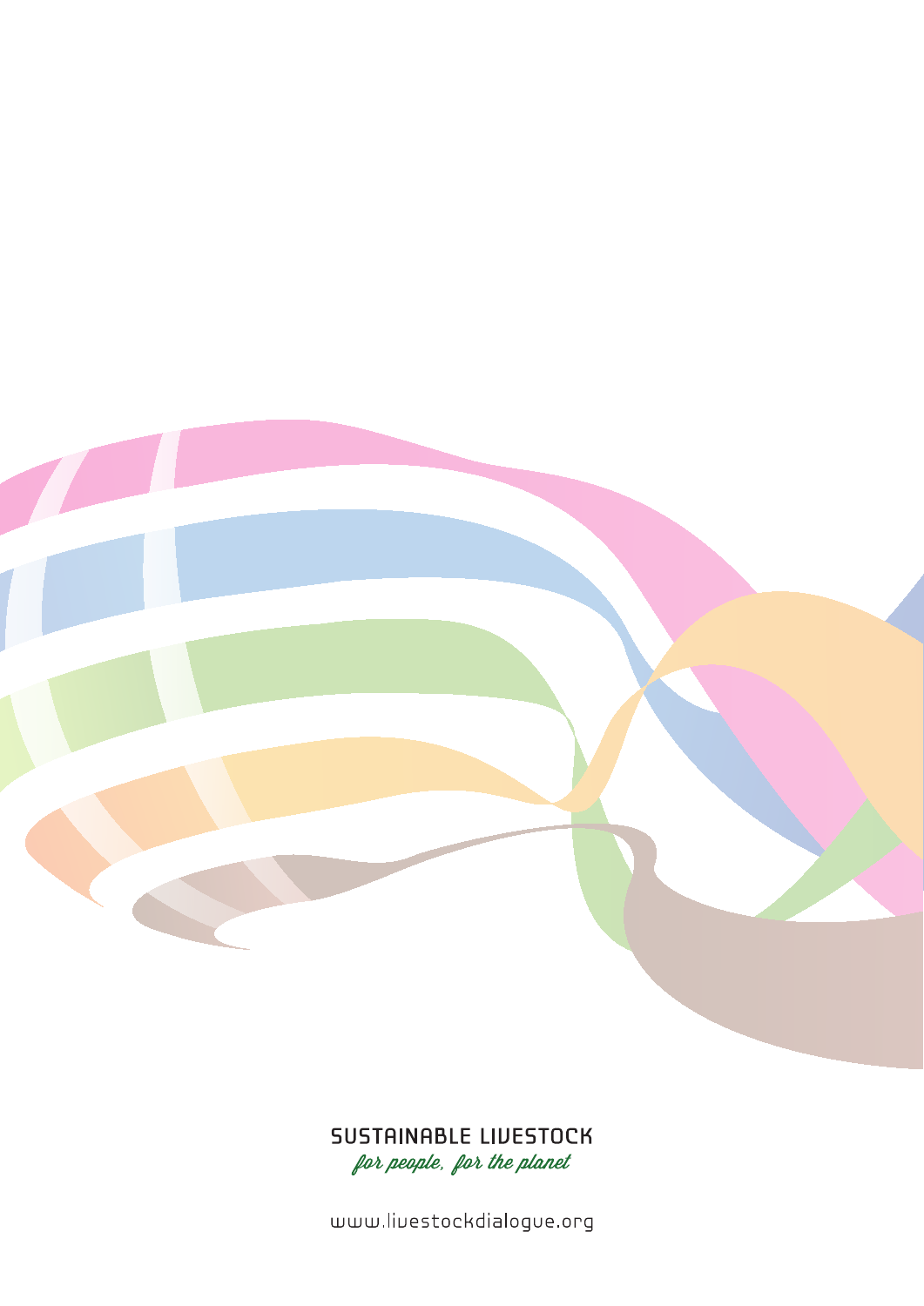SUSTAINABLE LIVESTOCK

*for people, for the planet*

www.livestockdialogue.org